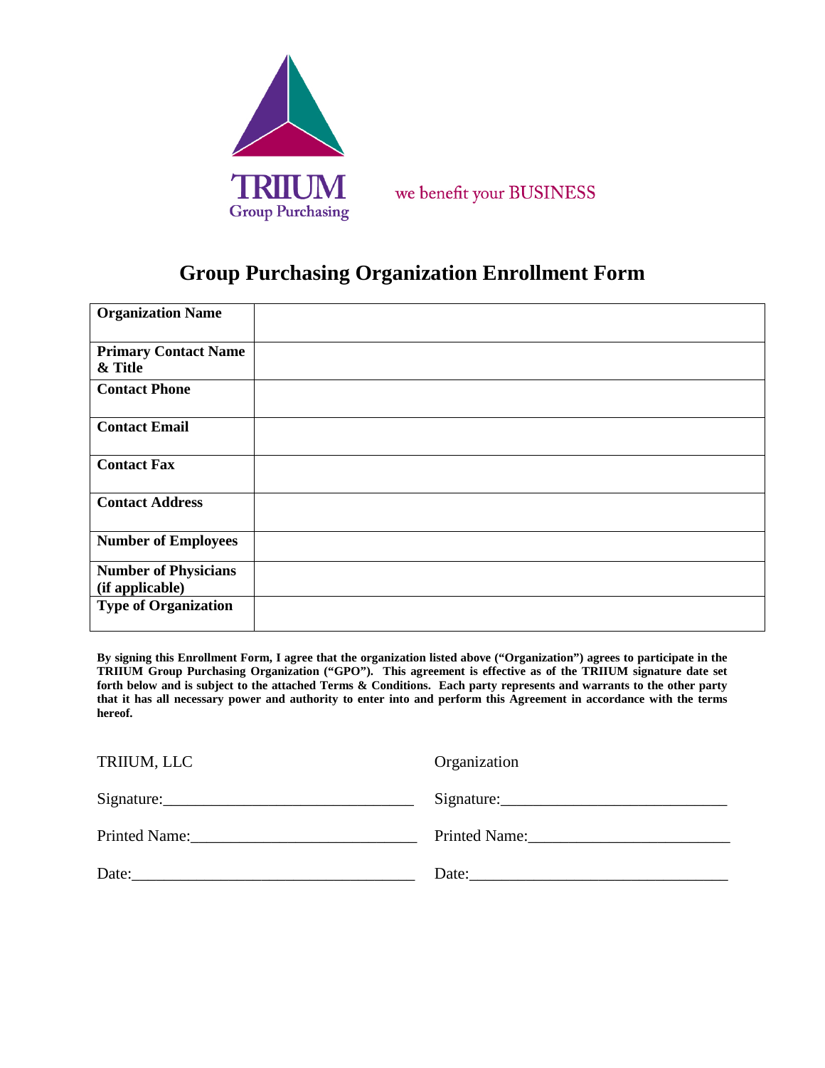TRIIUM Group Purchasing

we benefit your BUSINESS

# Group Purchasing Organization Enrollment Form

| | |
|---|---|
| **Organization Name** | |
| **Primary Contact Name & Title** | |
| **Contact Phone** | |
| **Contact Email** | |
| **Contact Fax** | |
| **Contact Address** | |
| **Number of Employees** | |
| **Number of Physicians (if applicable)** | |
| **Type of Organization** | |

**By signing this Enrollment Form, I agree that the organization listed above ("Organization") agrees to participate in the TRIIUM Group Purchasing Organization ("GPO"). This agreement is effective as of the TRIIUM signature date set forth below and is subject to the attached Terms & Conditions. Each party represents and warrants to the other party that it has all necessary power and authority to enter into and perform this Agreement in accordance with the terms hereof.**

TRIIUM, LLC

Signature:______________________________

Printed Name:___________________________

Date:__________________________________

Organization

Signature:____________________________

Printed Name:_________________________

Date:________________________________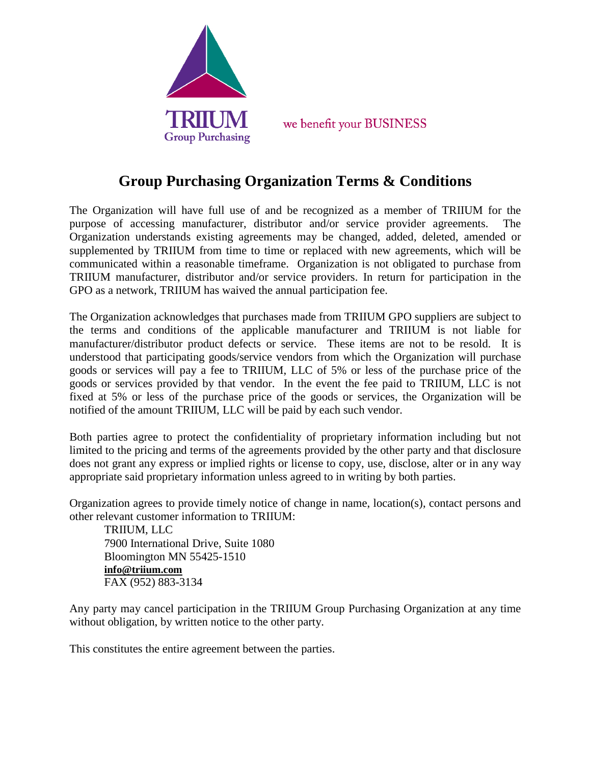TRIIUM
Group Purchasing

we benefit your BUSINESS

# Group Purchasing Organization Terms & Conditions

The Organization will have full use of and be recognized as a member of TRIIUM for the purpose of accessing manufacturer, distributor and/or service provider agreements. The Organization understands existing agreements may be changed, added, deleted, amended or supplemented by TRIIUM from time to time or replaced with new agreements, which will be communicated within a reasonable timeframe. Organization is not obligated to purchase from TRIIUM manufacturer, distributor and/or service providers. In return for participation in the GPO as a network, TRIIUM has waived the annual participation fee.

The Organization acknowledges that purchases made from TRIIUM GPO suppliers are subject to the terms and conditions of the applicable manufacturer and TRIIUM is not liable for manufacturer/distributor product defects or service. These items are not to be resold. It is understood that participating goods/service vendors from which the Organization will purchase goods or services will pay a fee to TRIIUM, LLC of 5% or less of the purchase price of the goods or services provided by that vendor. In the event the fee paid to TRIIUM, LLC is not fixed at 5% or less of the purchase price of the goods or services, the Organization will be notified of the amount TRIIUM, LLC will be paid by each such vendor.

Both parties agree to protect the confidentiality of proprietary information including but not limited to the pricing and terms of the agreements provided by the other party and that disclosure does not grant any express or implied rights or license to copy, use, disclose, alter or in any way appropriate said proprietary information unless agreed to in writing by both parties.

Organization agrees to provide timely notice of change in name, location(s), contact persons and other relevant customer information to TRIIUM:

TRIIUM, LLC
7900 International Drive, Suite 1080
Bloomington MN 55425-1510
**info@triium.com**
FAX (952) 883-3134

Any party may cancel participation in the TRIIUM Group Purchasing Organization at any time without obligation, by written notice to the other party.

This constitutes the entire agreement between the parties.